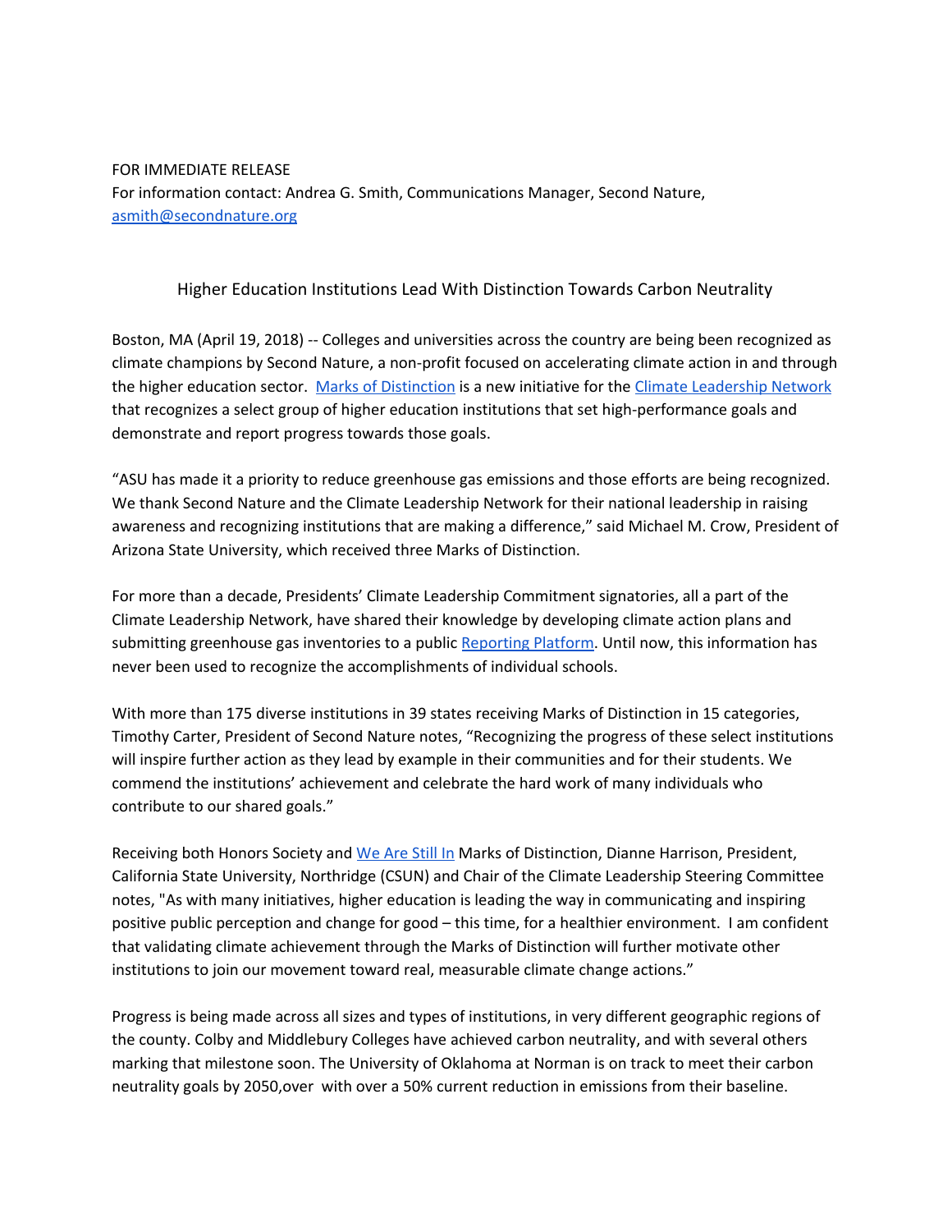FOR IMMEDIATE RELEASE
For information contact: Andrea G. Smith, Communications Manager, Second Nature, [asmith@secondnature.org](mailto:asmith@secondnature.org)

## Higher Education Institutions Lead With Distinction Towards Carbon Neutrality

Boston, MA (April 19, 2018) -- Colleges and universities across the country are being been recognized as climate champions by Second Nature, a non-profit focused on accelerating climate action in and through the higher education sector. [Marks of Distinction](#) is a new initiative for the [Climate Leadership Network](#) that recognizes a select group of higher education institutions that set high-performance goals and demonstrate and report progress towards those goals.

"ASU has made it a priority to reduce greenhouse gas emissions and those efforts are being recognized. We thank Second Nature and the Climate Leadership Network for their national leadership in raising awareness and recognizing institutions that are making a difference," said Michael M. Crow, President of Arizona State University, which received three Marks of Distinction.

For more than a decade, Presidents' Climate Leadership Commitment signatories, all a part of the Climate Leadership Network, have shared their knowledge by developing climate action plans and submitting greenhouse gas inventories to a public [Reporting Platform](#). Until now, this information has never been used to recognize the accomplishments of individual schools.

With more than 175 diverse institutions in 39 states receiving Marks of Distinction in 15 categories, Timothy Carter, President of Second Nature notes, "Recognizing the progress of these select institutions will inspire further action as they lead by example in their communities and for their students. We commend the institutions' achievement and celebrate the hard work of many individuals who contribute to our shared goals."

Receiving both Honors Society and [We Are Still In](#) Marks of Distinction, Dianne Harrison, President, California State University, Northridge (CSUN) and Chair of the Climate Leadership Steering Committee notes, "As with many initiatives, higher education is leading the way in communicating and inspiring positive public perception and change for good – this time, for a healthier environment. I am confident that validating climate achievement through the Marks of Distinction will further motivate other institutions to join our movement toward real, measurable climate change actions."

Progress is being made across all sizes and types of institutions, in very different geographic regions of the county. Colby and Middlebury Colleges have achieved carbon neutrality, and with several others marking that milestone soon. The University of Oklahoma at Norman is on track to meet their carbon neutrality goals by 2050,over with over a 50% current reduction in emissions from their baseline.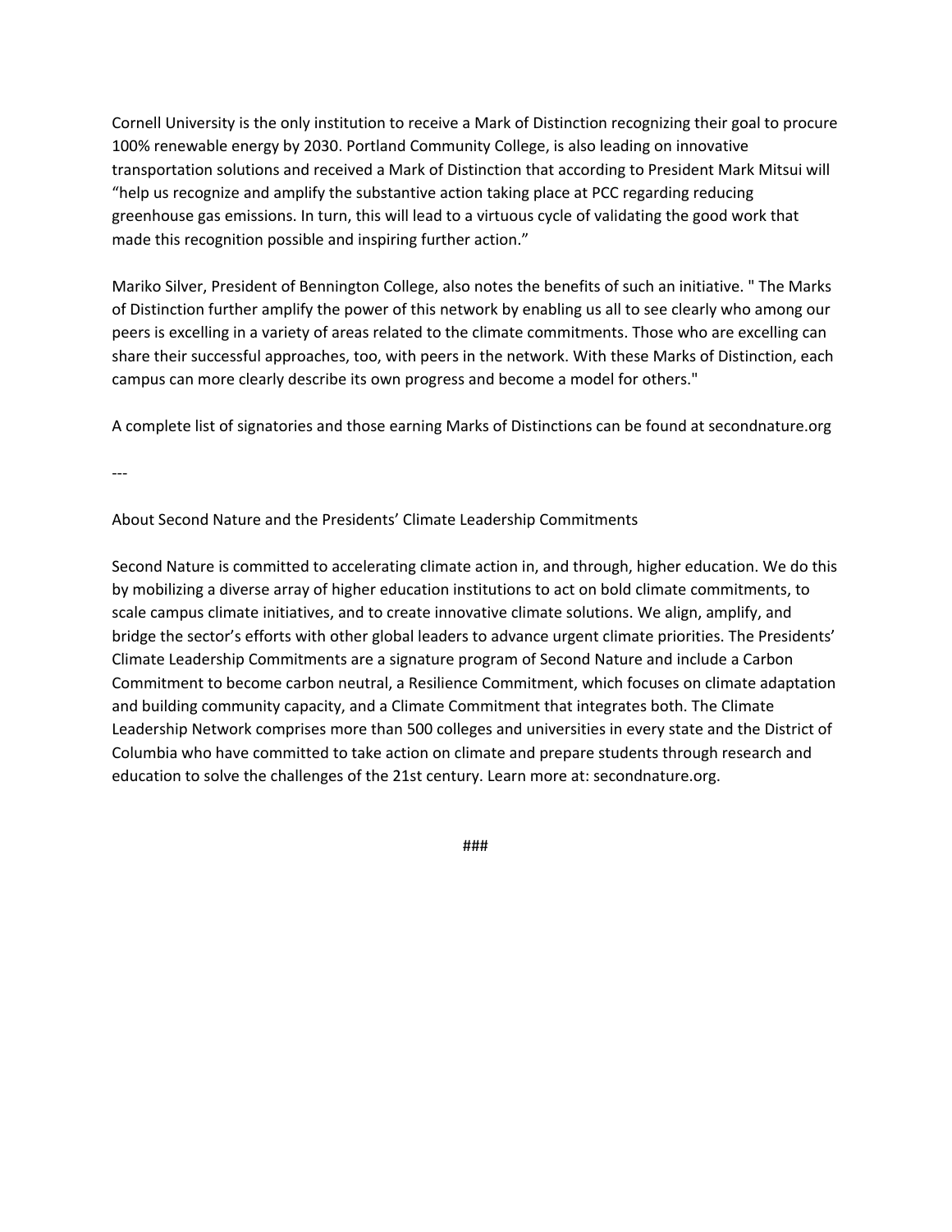Cornell University is the only institution to receive a Mark of Distinction recognizing their goal to procure 100% renewable energy by 2030. Portland Community College, is also leading on innovative transportation solutions and received a Mark of Distinction that according to President Mark Mitsui will "help us recognize and amplify the substantive action taking place at PCC regarding reducing greenhouse gas emissions. In turn, this will lead to a virtuous cycle of validating the good work that made this recognition possible and inspiring further action."

Mariko Silver, President of Bennington College, also notes the benefits of such an initiative. " The Marks of Distinction further amplify the power of this network by enabling us all to see clearly who among our peers is excelling in a variety of areas related to the climate commitments. Those who are excelling can share their successful approaches, too, with peers in the network. With these Marks of Distinction, each campus can more clearly describe its own progress and become a model for others."

A complete list of signatories and those earning Marks of Distinctions can be found at secondnature.org

---

About Second Nature and the Presidents' Climate Leadership Commitments

Second Nature is committed to accelerating climate action in, and through, higher education. We do this by mobilizing a diverse array of higher education institutions to act on bold climate commitments, to scale campus climate initiatives, and to create innovative climate solutions. We align, amplify, and bridge the sector's efforts with other global leaders to advance urgent climate priorities. The Presidents' Climate Leadership Commitments are a signature program of Second Nature and include a Carbon Commitment to become carbon neutral, a Resilience Commitment, which focuses on climate adaptation and building community capacity, and a Climate Commitment that integrates both. The Climate Leadership Network comprises more than 500 colleges and universities in every state and the District of Columbia who have committed to take action on climate and prepare students through research and education to solve the challenges of the 21st century. Learn more at: secondnature.org.

###